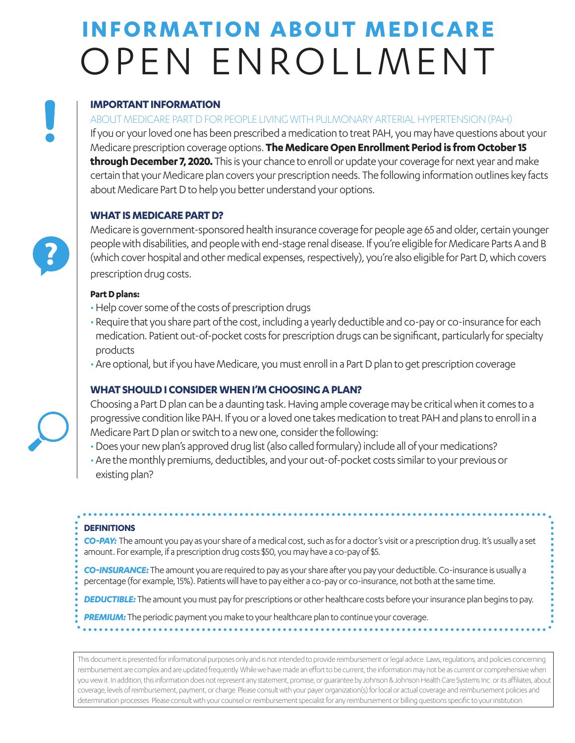# INFORMATION ABOUT MEDICARE OPEN ENROLLMENT

## IMPORTANT INFORMATION

ABOUT MEDICARE PART D FOR PEOPLE LIVING WITH PULMONARY ARTERIAL HYPERTENSION (PAH)

If you or your loved one has been prescribed a medication to treat PAH, you may have questions about your Medicare prescription coverage options. **The Medicare Open Enrollment Period is from October 15 through December 7, 2020.** This is your chance to enroll or update your coverage for next year and make certain that your Medicare plan covers your prescription needs. The following information outlines key facts about Medicare Part D to help you better understand your options.

## WHAT IS MEDICARE PART D?

Medicare is government-sponsored health insurance coverage for people age 65 and older, certain younger people with disabilities, and people with end-stage renal disease. If you're eligible for Medicare Parts A and B (which cover hospital and other medical expenses, respectively), you're also eligible for Part D, which covers prescription drug costs.

**Part D plans:**

- Help cover some of the costs of prescription drugs
- Require that you share part of the cost, including a yearly deductible and co-pay or co-insurance for each medication. Patient out-of-pocket costs for prescription drugs can be significant, particularly for specialty products
- Are optional, but if you have Medicare, you must enroll in a Part D plan to get prescription coverage

## WHAT SHOULD I CONSIDER WHEN I'M CHOOSING A PLAN?

Choosing a Part D plan can be a daunting task. Having ample coverage may be critical when it comes to a progressive condition like PAH. If you or a loved one takes medication to treat PAH and plans to enroll in a Medicare Part D plan or switch to a new one, consider the following:

- Does your new plan's approved drug list (also called formulary) include all of your medications?
- Are the monthly premiums, deductibles, and your out-of-pocket costs similar to your previous or existing plan?

### DEFINITIONS

***CO-PAY:*** The amount you pay as your share of a medical cost, such as for a doctor's visit or a prescription drug. It's usually a set amount. For example, if a prescription drug costs $50, you may have a co-pay of $5.

***CO-INSURANCE:*** The amount you are required to pay as your share after you pay your deductible. Co-insurance is usually a percentage (for example, 15%). Patients will have to pay either a co-pay or co-insurance, not both at the same time.

***DEDUCTIBLE:*** The amount you must pay for prescriptions or other healthcare costs before your insurance plan begins to pay.

***PREMIUM:*** The periodic payment you make to your healthcare plan to continue your coverage.

This document is presented for informational purposes only and is not intended to provide reimbursement or legal advice. Laws, regulations, and policies concerning reimbursement are complex and are updated frequently. While we have made an effort to be current, the information may not be as current or comprehensive when you view it. In addition, this information does not represent any statement, promise, or guarantee by Johnson & Johnson Health Care Systems Inc. or its affiliates, about coverage, levels of reimbursement, payment, or charge. Please consult with your payer organization(s) for local or actual coverage and reimbursement policies and determination processes. Please consult with your counsel or reimbursement specialist for any reimbursement or billing questions specific to your institution.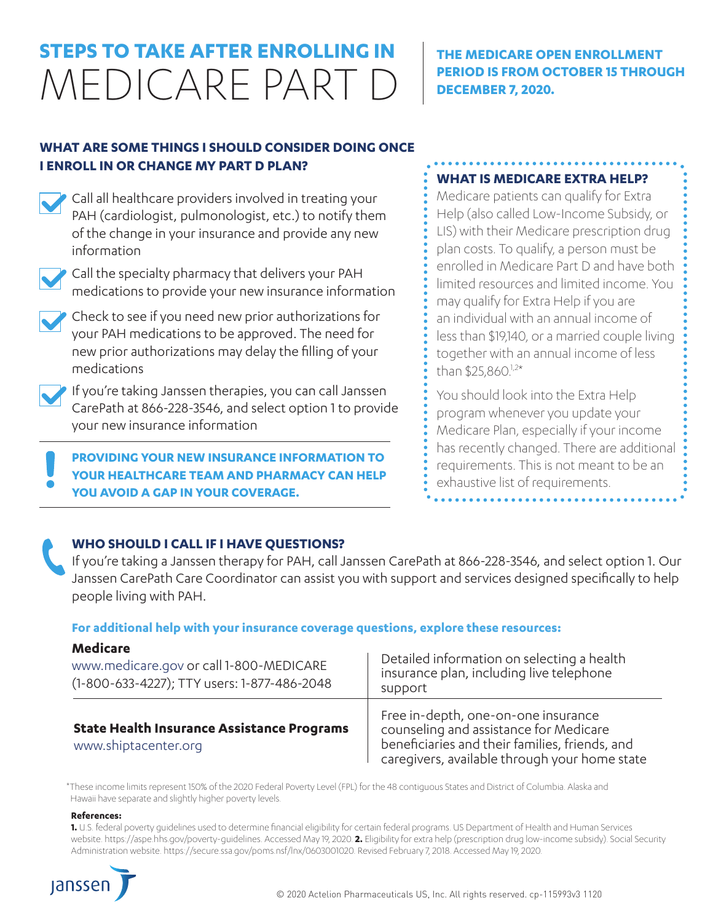# STEPS TO TAKE AFTER ENROLLING IN MEDICARE PART D

**THE MEDICARE OPEN ENROLLMENT PERIOD IS FROM OCTOBER 15 THROUGH DECEMBER 7, 2020.**

## WHAT ARE SOME THINGS I SHOULD CONSIDER DOING ONCE I ENROLL IN OR CHANGE MY PART D PLAN?

- Call all healthcare providers involved in treating your PAH (cardiologist, pulmonologist, etc.) to notify them of the change in your insurance and provide any new information
- Call the specialty pharmacy that delivers your PAH medications to provide your new insurance information
- Check to see if you need new prior authorizations for your PAH medications to be approved. The need for new prior authorizations may delay the filling of your medications
- If you're taking Janssen therapies, you can call Janssen CarePath at 866-228-3546, and select option 1 to provide your new insurance information

**PROVIDING YOUR NEW INSURANCE INFORMATION TO YOUR HEALTHCARE TEAM AND PHARMACY CAN HELP YOU AVOID A GAP IN YOUR COVERAGE.**

## WHAT IS MEDICARE EXTRA HELP?

Medicare patients can qualify for Extra Help (also called Low-Income Subsidy, or LIS) with their Medicare prescription drug plan costs. To qualify, a person must be enrolled in Medicare Part D and have both limited resources and limited income. You may qualify for Extra Help if you are an individual with an annual income of less than $19,140, or a married couple living together with an annual income of less than $25,860.[1,2*]

You should look into the Extra Help program whenever you update your Medicare Plan, especially if your income has recently changed. There are additional requirements. This is not meant to be an exhaustive list of requirements.

## WHO SHOULD I CALL IF I HAVE QUESTIONS?

If you're taking a Janssen therapy for PAH, call Janssen CarePath at 866-228-3546, and select option 1. Our Janssen CarePath Care Coordinator can assist you with support and services designed specifically to help people living with PAH.

**For additional help with your insurance coverage questions, explore these resources:**

| | |
|---|---|
| **Medicare**<br>www.medicare.gov or call 1-800-MEDICARE (1-800-633-4227); TTY users: 1-877-486-2048 | Detailed information on selecting a health insurance plan, including live telephone support |
| **State Health Insurance Assistance Programs**<br>www.shiptacenter.org | Free in-depth, one-on-one insurance counseling and assistance for Medicare beneficiaries and their families, friends, and caregivers, available through your home state |

*These income limits represent 150% of the 2020 Federal Poverty Level (FPL) for the 48 contiguous States and District of Columbia. Alaska and Hawaii have separate and slightly higher poverty levels.

**References:**

**1.** U.S. federal poverty guidelines used to determine financial eligibility for certain federal programs. US Department of Health and Human Services website. https://aspe.hhs.gov/poverty-guidelines. Accessed May 19, 2020. **2.** Eligibility for extra help (prescription drug low-income subsidy). Social Security Administration website. https://secure.ssa.gov/poms.nsf/lnx/0603001020. Revised February 7, 2018. Accessed May 19, 2020.

janssen

© 2020 Actelion Pharmaceuticals US, Inc. All rights reserved. cp-115993v3 1120